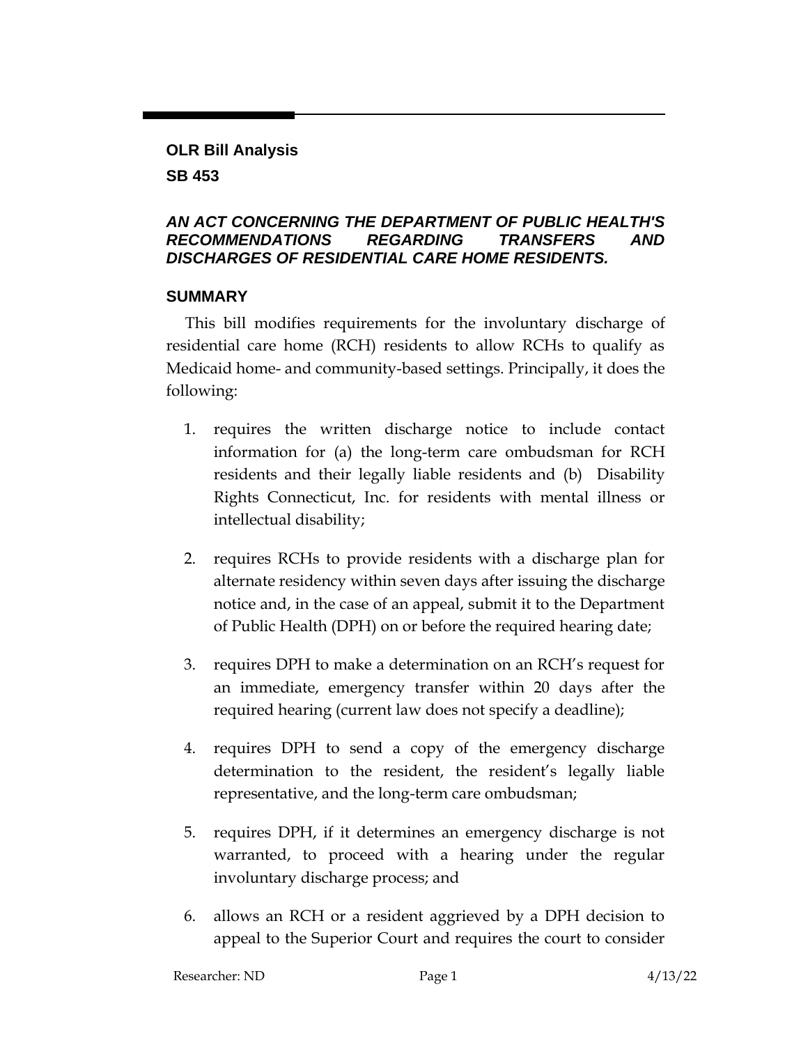**OLR Bill Analysis**

**SB 453**

***AN ACT CONCERNING THE DEPARTMENT OF PUBLIC HEALTH'S RECOMMENDATIONS REGARDING TRANSFERS AND DISCHARGES OF RESIDENTIAL CARE HOME RESIDENTS.***

## SUMMARY

This bill modifies requirements for the involuntary discharge of residential care home (RCH) residents to allow RCHs to qualify as Medicaid home- and community-based settings. Principally, it does the following:

1. requires the written discharge notice to include contact information for (a) the long-term care ombudsman for RCH residents and their legally liable residents and (b) Disability Rights Connecticut, Inc. for residents with mental illness or intellectual disability;

2. requires RCHs to provide residents with a discharge plan for alternate residency within seven days after issuing the discharge notice and, in the case of an appeal, submit it to the Department of Public Health (DPH) on or before the required hearing date;

3. requires DPH to make a determination on an RCH's request for an immediate, emergency transfer within 20 days after the required hearing (current law does not specify a deadline);

4. requires DPH to send a copy of the emergency discharge determination to the resident, the resident's legally liable representative, and the long-term care ombudsman;

5. requires DPH, if it determines an emergency discharge is not warranted, to proceed with a hearing under the regular involuntary discharge process; and

6. allows an RCH or a resident aggrieved by a DPH decision to appeal to the Superior Court and requires the court to consider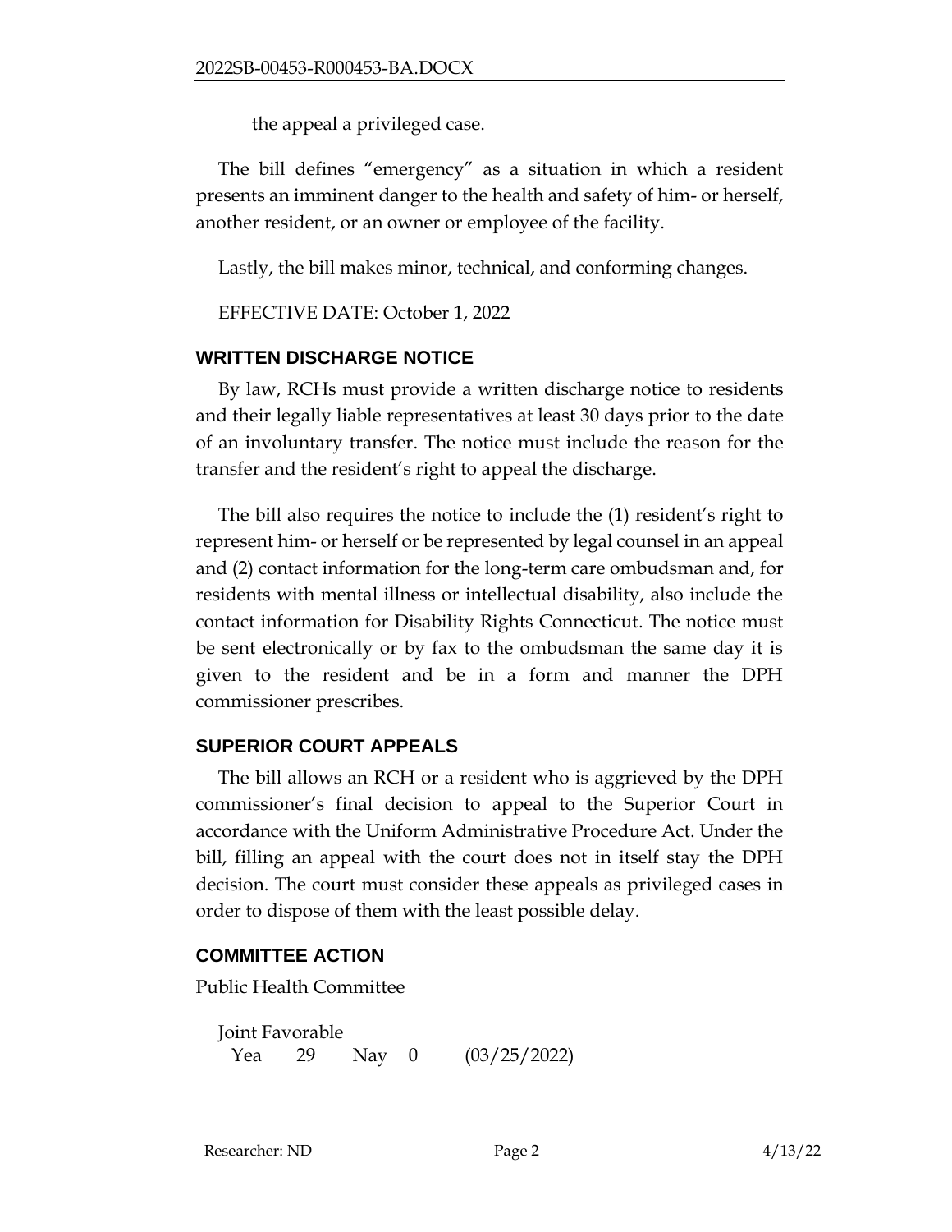the appeal a privileged case.

The bill defines "emergency" as a situation in which a resident presents an imminent danger to the health and safety of him- or herself, another resident, or an owner or employee of the facility.

Lastly, the bill makes minor, technical, and conforming changes.

EFFECTIVE DATE: October 1, 2022

## WRITTEN DISCHARGE NOTICE

By law, RCHs must provide a written discharge notice to residents and their legally liable representatives at least 30 days prior to the date of an involuntary transfer. The notice must include the reason for the transfer and the resident's right to appeal the discharge.

The bill also requires the notice to include the (1) resident's right to represent him- or herself or be represented by legal counsel in an appeal and (2) contact information for the long-term care ombudsman and, for residents with mental illness or intellectual disability, also include the contact information for Disability Rights Connecticut. The notice must be sent electronically or by fax to the ombudsman the same day it is given to the resident and be in a form and manner the DPH commissioner prescribes.

## SUPERIOR COURT APPEALS

The bill allows an RCH or a resident who is aggrieved by the DPH commissioner's final decision to appeal to the Superior Court in accordance with the Uniform Administrative Procedure Act. Under the bill, filling an appeal with the court does not in itself stay the DPH decision. The court must consider these appeals as privileged cases in order to dispose of them with the least possible delay.

## COMMITTEE ACTION

Public Health Committee

Joint Favorable

Yea 29 Nay 0 (03/25/2022)